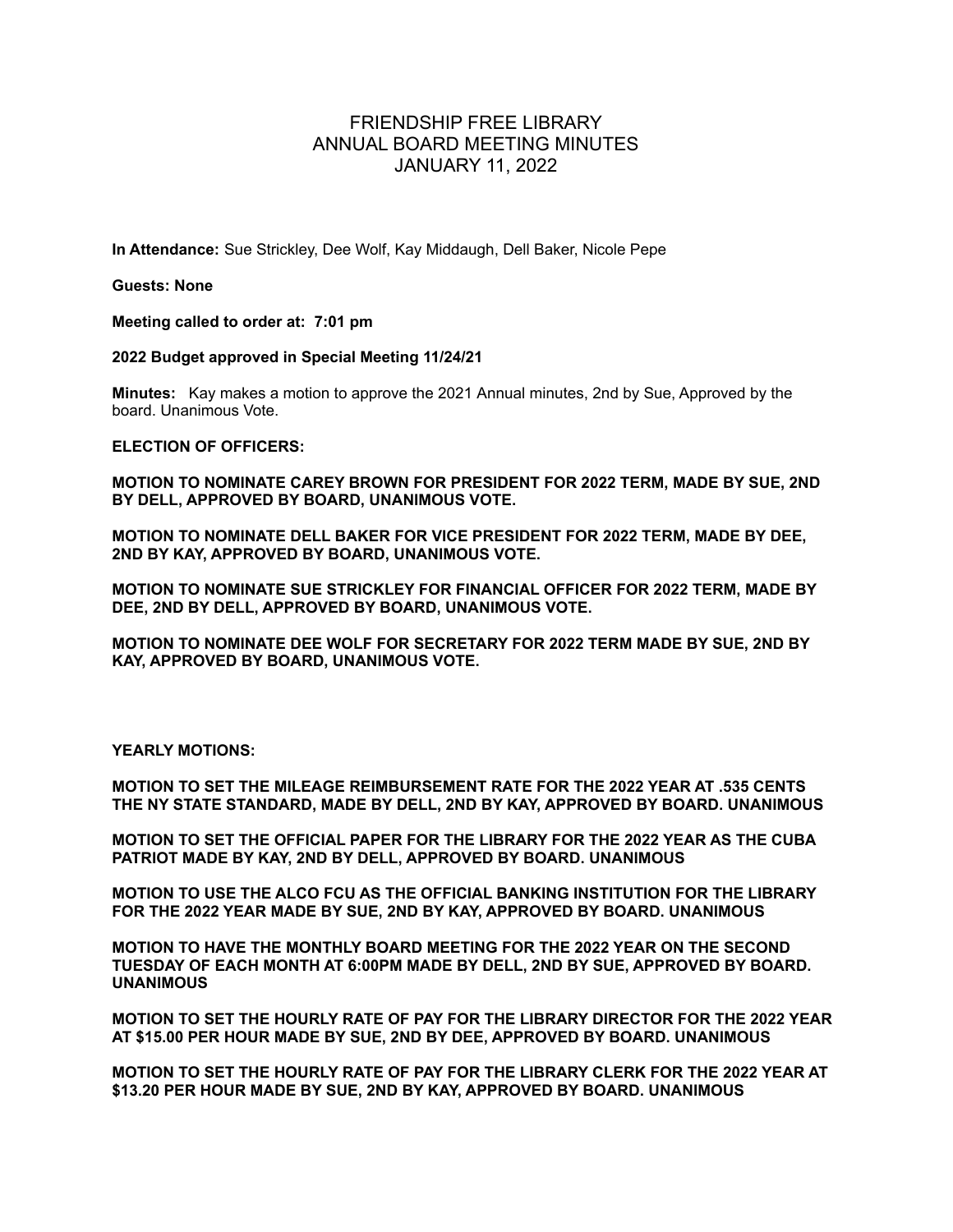# FRIENDSHIP FREE LIBRARY
## ANNUAL BOARD MEETING MINUTES
## JANUARY 11, 2022

**In Attendance:** Sue Strickley, Dee Wolf, Kay Middaugh, Dell Baker, Nicole Pepe

**Guests: None**

**Meeting called to order at: 7:01 pm**

**2022 Budget approved in Special Meeting 11/24/21**

**Minutes:** Kay makes a motion to approve the 2021 Annual minutes, 2nd by Sue, Approved by the board. Unanimous Vote.

**ELECTION OF OFFICERS:**

**MOTION TO NOMINATE CAREY BROWN FOR PRESIDENT FOR 2022 TERM, MADE BY SUE, 2ND BY DELL, APPROVED BY BOARD, UNANIMOUS VOTE.**

**MOTION TO NOMINATE DELL BAKER FOR VICE PRESIDENT FOR 2022 TERM, MADE BY DEE, 2ND BY KAY, APPROVED BY BOARD, UNANIMOUS VOTE.**

**MOTION TO NOMINATE SUE STRICKLEY FOR FINANCIAL OFFICER FOR 2022 TERM, MADE BY DEE, 2ND BY DELL, APPROVED BY BOARD, UNANIMOUS VOTE.**

**MOTION TO NOMINATE DEE WOLF FOR SECRETARY FOR 2022 TERM MADE BY SUE, 2ND BY KAY, APPROVED BY BOARD, UNANIMOUS VOTE.**

**YEARLY MOTIONS:**

**MOTION TO SET THE MILEAGE REIMBURSEMENT RATE FOR THE 2022 YEAR AT .535 CENTS THE NY STATE STANDARD, MADE BY DELL, 2ND BY KAY, APPROVED BY BOARD. UNANIMOUS**

**MOTION TO SET THE OFFICIAL PAPER FOR THE LIBRARY FOR THE 2022 YEAR AS THE CUBA PATRIOT MADE BY KAY, 2ND BY DELL, APPROVED BY BOARD. UNANIMOUS**

**MOTION TO USE THE ALCO FCU AS THE OFFICIAL BANKING INSTITUTION FOR THE LIBRARY FOR THE 2022 YEAR MADE BY SUE, 2ND BY KAY, APPROVED BY BOARD. UNANIMOUS**

**MOTION TO HAVE THE MONTHLY BOARD MEETING FOR THE 2022 YEAR ON THE SECOND TUESDAY OF EACH MONTH AT 6:00PM MADE BY DELL, 2ND BY SUE, APPROVED BY BOARD. UNANIMOUS**

**MOTION TO SET THE HOURLY RATE OF PAY FOR THE LIBRARY DIRECTOR FOR THE 2022 YEAR AT $15.00 PER HOUR MADE BY SUE, 2ND BY DEE, APPROVED BY BOARD. UNANIMOUS**

**MOTION TO SET THE HOURLY RATE OF PAY FOR THE LIBRARY CLERK FOR THE 2022 YEAR AT $13.20 PER HOUR MADE BY SUE, 2ND BY KAY, APPROVED BY BOARD. UNANIMOUS**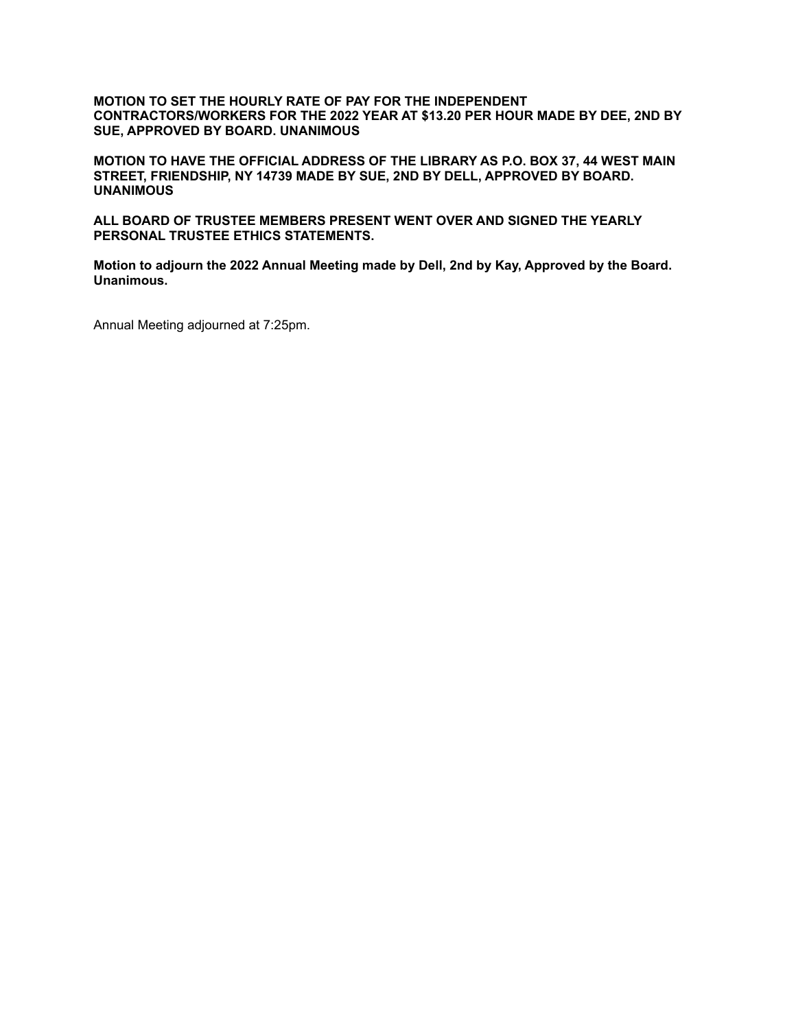**MOTION TO SET THE HOURLY RATE OF PAY FOR THE INDEPENDENT CONTRACTORS/WORKERS FOR THE 2022 YEAR AT $13.20 PER HOUR MADE BY DEE, 2ND BY SUE, APPROVED BY BOARD. UNANIMOUS**

**MOTION TO HAVE THE OFFICIAL ADDRESS OF THE LIBRARY AS P.O. BOX 37, 44 WEST MAIN STREET, FRIENDSHIP, NY 14739 MADE BY SUE, 2ND BY DELL, APPROVED BY BOARD. UNANIMOUS**

**ALL BOARD OF TRUSTEE MEMBERS PRESENT WENT OVER AND SIGNED THE YEARLY PERSONAL TRUSTEE ETHICS STATEMENTS.**

**Motion to adjourn the 2022 Annual Meeting made by Dell, 2nd by Kay, Approved by the Board. Unanimous.**

Annual Meeting adjourned at 7:25pm.